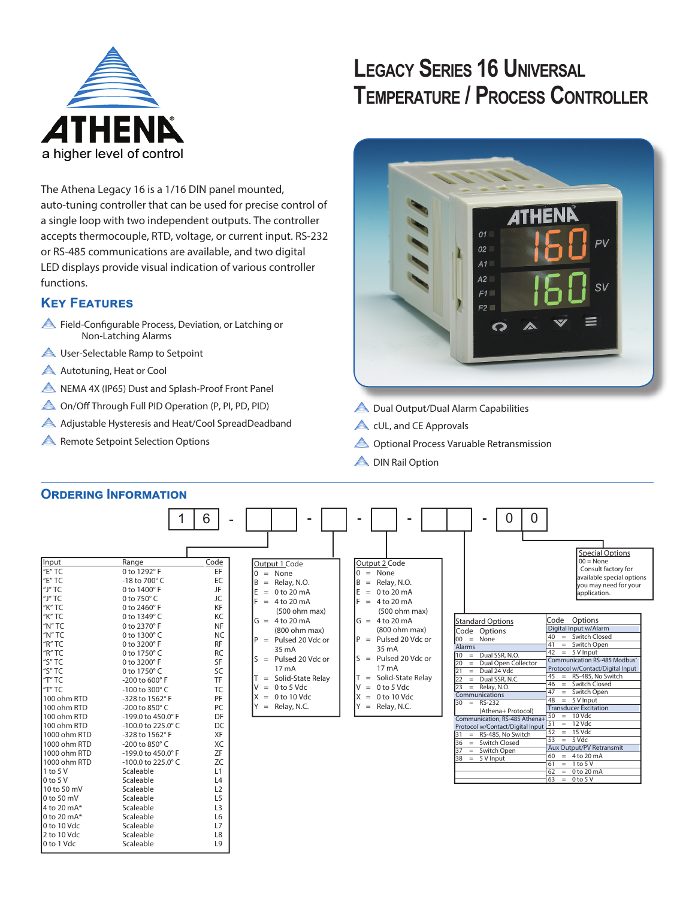# Legacy Series 16 Universal Temperature / Process Controller

ATHENA
a higher level of control

The Athena Legacy 16 is a 1/16 DIN panel mounted, auto-tuning controller that can be used for precise control of a single loop with two independent outputs. The controller accepts thermocouple, RTD, voltage, or current input. RS-232 or RS-485 communications are available, and two digital LED displays provide visual indication of various controller functions.

## Key Features

- Field-Configurable Process, Deviation, or Latching or Non-Latching Alarms
- User-Selectable Ramp to Setpoint
- Autotuning, Heat or Cool
- NEMA 4X (IP65) Dust and Splash-Proof Front Panel
- On/Off Through Full PID Operation (P, PI, PD, PID)
- Adjustable Hysteresis and Heat/Cool SpreadDeadband
- Remote Setpoint Selection Options
- Dual Output/Dual Alarm Capabilities
- cUL, and CE Approvals
- Optional Process Varuable Retransmission
- DIN Rail Option

## Ordering Information

1 6 - ☐☐ - ☐ - ☐ - ☐☐ - 0 0

| Input | Range | Code |
|---|---|---|
| "E" TC | 0 to 1292° F | EF |
| "E" TC | -18 to 700° C | EC |
| "J" TC | 0 to 1400° F | JF |
| "J" TC | 0 to 750° C | JC |
| "K" TC | 0 to 2460° F | KF |
| "K" TC | 0 to 1349° C | KC |
| "N" TC | 0 to 2370° F | NF |
| "N" TC | 0 to 1300° C | NC |
| "R" TC | 0 to 3200° F | RF |
| "R" TC | 0 to 1750° C | RC |
| "S" TC | 0 to 3200° F | SF |
| "S" TC | 0 to 1750° C | SC |
| "T" TC | -200 to 600° F | TF |
| "T" TC | -100 to 300° C | TC |
| 100 ohm RTD | -328 to 1562° F | PF |
| 100 ohm RTD | -200 to 850° C | PC |
| 100 ohm RTD | -199.0 to 450.0° F | DF |
| 100 ohm RTD | -100.0 to 225.0° C | DC |
| 1000 ohm RTD | -328 to 1562° F | XF |
| 1000 ohm RTD | -200 to 850° C | XC |
| 1000 ohm RTD | -199.0 to 450.0° F | ZF |
| 1000 ohm RTD | -100.0 to 225.0° C | ZC |
| 1 to 5 V | Scaleable | L1 |
| 0 to 5 V | Scaleable | L4 |
| 10 to 50 mV | Scaleable | L2 |
| 0 to 50 mV | Scaleable | L5 |
| 4 to 20 mA* | Scaleable | L3 |
| 0 to 20 mA* | Scaleable | L6 |
| 0 to 10 Vdc | Scaleable | L7 |
| 2 to 10 Vdc | Scaleable | L8 |
| 0 to 1 Vdc | Scaleable | L9 |

| Output 1 Code | |
|---|---|
| 0 | None |
| B | Relay, N.O. |
| E | 0 to 20 mA |
| F | 4 to 20 mA (500 ohm max) |
| G | 4 to 20 mA (800 ohm max) |
| P | Pulsed 20 Vdc or 35 mA |
| S | Pulsed 20 Vdc or 17 mA |
| T | Solid-State Relay |
| V | 0 to 5 Vdc |
| X | 0 to 10 Vdc |
| Y | Relay, N.C. |

| Output 2 Code | |
|---|---|
| 0 | None |
| B | Relay, N.O. |
| E | 0 to 20 mA |
| F | 4 to 20 mA (500 ohm max) |
| G | 4 to 20 mA (800 ohm max) |
| P | Pulsed 20 Vdc or 35 mA |
| S | Pulsed 20 Vdc or 17 mA |
| T | Solid-State Relay |
| V | 0 to 5 Vdc |
| X | 0 to 10 Vdc |
| Y | Relay, N.C. |

**Standard Options**

| Code | Options |
|---|---|
| 00 | None |
| **Alarms** | |
| 10 | Dual SSR, N.O. |
| 20 | Dual Open Collector |
| 21 | Dual 24 Vdc |
| 22 | Dual SSR, N.C. |
| 23 | Relay, N.O. |
| **Communications** | |
| 30 | RS-232 (Athena+ Protocol) |
| **Communication, RS-485 Athena+ Protocol w/Contact/Digital Input** | |
| 31 | RS-485, No Switch |
| 36 | Switch Closed |
| 37 | Switch Open |
| 38 | 5 V Input |
| **Digital Input w/Alarm** | |
| 40 | Switch Closed |
| 41 | Switch Open |
| 42 | 5 V Input |
| **Communication RS-485 Modbus® Protocol w/Contact/Digital Input** | |
| 45 | RS-485, No Switch |
| 46 | Switch Closed |
| 47 | Switch Open |
| 48 | 5 V Input |
| **Transducer Excitation** | |
| 50 | 10 Vdc |
| 51 | 12 Vdc |
| 52 | 15 Vdc |
| 53 | 5 Vdc |
| **Aux Output/PV Retransmit** | |
| 60 | 4 to 20 mA |
| 61 | 1 to 5 V |
| 62 | 0 to 20 mA |
| 63 | 0 to 5 V |

**Special Options**
00 = None
Consult factory for available special options you may need for your application.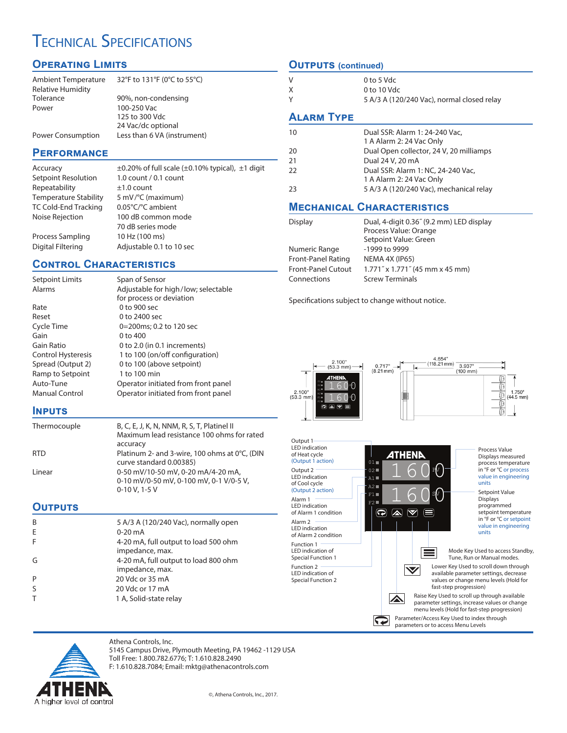# Technical Specifications

## Operating Limits

| | |
|---|---|
| Ambient Temperature | 32°F to 131°F (0°C to 55°C) |
| Relative Humidity Tolerance | 90%, non-condensing |
| Power | 100-250 Vac<br>125 to 300 Vdc<br>24 Vac/dc optional |
| Power Consumption | Less than 6 VA (instrument) |

## Performance

| | |
|---|---|
| Accuracy | ±0.20% of full scale (±0.10% typical), ±1 digit |
| Setpoint Resolution | 1.0 count / 0.1 count |
| Repeatability | ±1.0 count |
| Temperature Stability | 5 mV/°C (maximum) |
| TC Cold-End Tracking | 0.05°C/°C ambient |
| Noise Rejection | 100 dB common mode<br>70 dB series mode |
| Process Sampling | 10 Hz (100 ms) |
| Digital Filtering | Adjustable 0.1 to 10 sec |

## Control Characteristics

| | |
|---|---|
| Setpoint Limits | Span of Sensor |
| Alarms | Adjustable for high/low; selectable for process or deviation |
| Rate | 0 to 900 sec |
| Reset | 0 to 2400 sec |
| Cycle Time | 0=200ms; 0.2 to 120 sec |
| Gain | 0 to 400 |
| Gain Ratio | 0 to 2.0 (in 0.1 increments) |
| Control Hysteresis | 1 to 100 (on/off configuration) |
| Spread (Output 2) | 0 to 100 (above setpoint) |
| Ramp to Setpoint | 1 to 100 min |
| Auto-Tune | Operator initiated from front panel |
| Manual Control | Operator initiated from front panel |

## Inputs

| | |
|---|---|
| Thermocouple | B, C, E, J, K, N, NNM, R, S, T, Platinel II<br>Maximum lead resistance 100 ohms for rated accuracy |
| RTD | Platinum 2- and 3-wire, 100 ohms at 0°C, (DIN curve standard 0.00385) |
| Linear | 0-50 mV/10-50 mV, 0-20 mA/4-20 mA, 0-10 mV/0-50 mV, 0-100 mV, 0-1 V/0-5 V, 0-10 V, 1-5 V |

## Outputs

| | |
|---|---|
| B | 5 A/3 A (120/240 Vac), normally open |
| E | 0-20 mA |
| F | 4-20 mA, full output to load 500 ohm impedance, max. |
| G | 4-20 mA, full output to load 800 ohm impedance, max. |
| P | 20 Vdc or 35 mA |
| S | 20 Vdc or 17 mA |
| T | 1 A, Solid-state relay |

## Outputs (continued)

| | |
|---|---|
| V | 0 to 5 Vdc |
| X | 0 to 10 Vdc |
| Y | 5 A/3 A (120/240 Vac), normal closed relay |

## Alarm Type

| | |
|---|---|
| 10 | Dual SSR: Alarm 1: 24-240 Vac, 1 A Alarm 2: 24 Vac Only |
| 20 | Dual Open collector, 24 V, 20 milliamps |
| 21 | Dual 24 V, 20 mA |
| 22 | Dual SSR: Alarm 1: NC, 24-240 Vac, 1 A Alarm 2: 24 Vac Only |
| 23 | 5 A/3 A (120/240 Vac), mechanical relay |

## Mechanical Characteristics

| | |
|---|---|
| Display | Dual, 4-digit 0.36˝ (9.2 mm) LED display<br>Process Value: Orange<br>Setpoint Value: Green |
| Numeric Range | -1999 to 9999 |
| Front-Panel Rating | NEMA 4X (IP65) |
| Front-Panel Cutout | 1.771˝ x 1.771˝ (45 mm x 45 mm) |
| Connections | Screw Terminals |

Specifications subject to change without notice.

2.100" (53.3 mm)
2.100" (53.3 mm)
0.717" (8.21 mm)
4.654" (118.21 mm)
3.937" (100 mm)
1.750" (44.5 mm)

Output 1 LED indication of Heat cycle (Output 1 action)

Output 2 LED indication of Cool cycle (Output 2 action)

Alarm 1 LED indication of Alarm 1 condition

Alarm 2 LED indication of Alarm 2 condition

Function 1 LED indication of Special Function 1

Function 2 LED indication of Special Function 2

Process Value Displays measured process temperature in °F or °C or process value in engineering units

Setpoint Value Displays programmed setpoint temperature in °F or °C or setpoint value in engineering units

Mode Key Used to access Standby, Tune, Run or Manual modes.

Lower Key Used to scroll down through available parameter settings, decrease values or change menu levels (Hold for fast-step progression)

Raise Key Used to scroll up through available parameter settings, increase values or change menu levels (Hold for fast-step progression)

Parameter/Access Key Used to index through parameters or to access Menu Levels

Athena Controls, Inc.
5145 Campus Drive, Plymouth Meeting, PA 19462 -1129 USA
Toll Free: 1.800.782.6776; T: 1.610.828.2490
F: 1.610.828.7084; Email: mktg@athenacontrols.com

ATHENA
A higher level of control

©, Athena Controls, Inc., 2017.